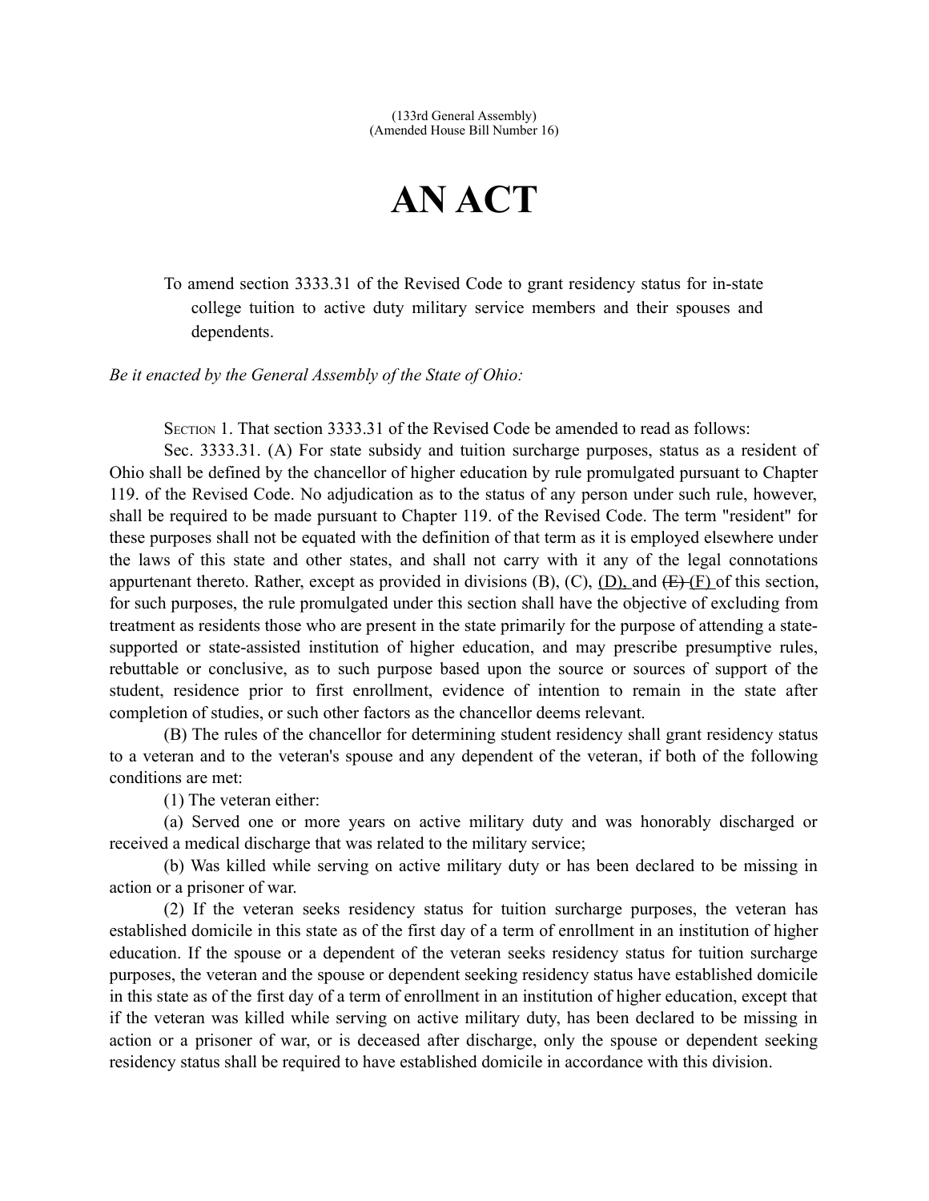(133rd General Assembly)
(Amended House Bill Number 16)

# AN ACT

To amend section 3333.31 of the Revised Code to grant residency status for in-state college tuition to active duty military service members and their spouses and dependents.

*Be it enacted by the General Assembly of the State of Ohio:*

SECTION 1. That section 3333.31 of the Revised Code be amended to read as follows:

Sec. 3333.31. (A) For state subsidy and tuition surcharge purposes, status as a resident of Ohio shall be defined by the chancellor of higher education by rule promulgated pursuant to Chapter 119. of the Revised Code. No adjudication as to the status of any person under such rule, however, shall be required to be made pursuant to Chapter 119. of the Revised Code. The term "resident" for these purposes shall not be equated with the definition of that term as it is employed elsewhere under the laws of this state and other states, and shall not carry with it any of the legal connotations appurtenant thereto. Rather, except as provided in divisions (B), (C), <u>(D),</u> and ~~(E)~~ <u>(F)</u> of this section, for such purposes, the rule promulgated under this section shall have the objective of excluding from treatment as residents those who are present in the state primarily for the purpose of attending a state-supported or state-assisted institution of higher education, and may prescribe presumptive rules, rebuttable or conclusive, as to such purpose based upon the source or sources of support of the student, residence prior to first enrollment, evidence of intention to remain in the state after completion of studies, or such other factors as the chancellor deems relevant.

(B) The rules of the chancellor for determining student residency shall grant residency status to a veteran and to the veteran's spouse and any dependent of the veteran, if both of the following conditions are met:

(1) The veteran either:

(a) Served one or more years on active military duty and was honorably discharged or received a medical discharge that was related to the military service;

(b) Was killed while serving on active military duty or has been declared to be missing in action or a prisoner of war.

(2) If the veteran seeks residency status for tuition surcharge purposes, the veteran has established domicile in this state as of the first day of a term of enrollment in an institution of higher education. If the spouse or a dependent of the veteran seeks residency status for tuition surcharge purposes, the veteran and the spouse or dependent seeking residency status have established domicile in this state as of the first day of a term of enrollment in an institution of higher education, except that if the veteran was killed while serving on active military duty, has been declared to be missing in action or a prisoner of war, or is deceased after discharge, only the spouse or dependent seeking residency status shall be required to have established domicile in accordance with this division.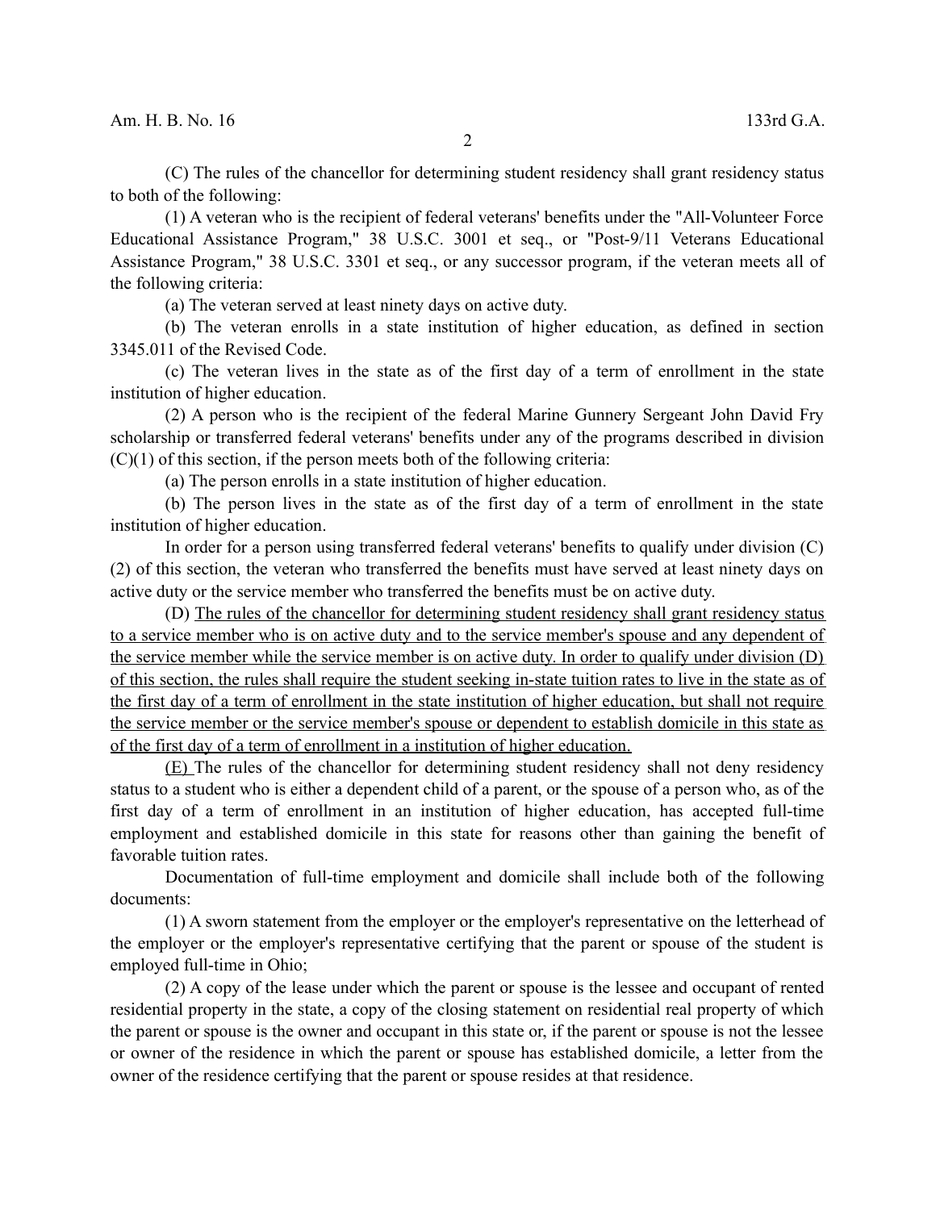(C) The rules of the chancellor for determining student residency shall grant residency status to both of the following:

(1) A veteran who is the recipient of federal veterans' benefits under the "All-Volunteer Force Educational Assistance Program," 38 U.S.C. 3001 et seq., or "Post-9/11 Veterans Educational Assistance Program," 38 U.S.C. 3301 et seq., or any successor program, if the veteran meets all of the following criteria:

(a) The veteran served at least ninety days on active duty.

(b) The veteran enrolls in a state institution of higher education, as defined in section 3345.011 of the Revised Code.

(c) The veteran lives in the state as of the first day of a term of enrollment in the state institution of higher education.

(2) A person who is the recipient of the federal Marine Gunnery Sergeant John David Fry scholarship or transferred federal veterans' benefits under any of the programs described in division (C)(1) of this section, if the person meets both of the following criteria:

(a) The person enrolls in a state institution of higher education.

(b) The person lives in the state as of the first day of a term of enrollment in the state institution of higher education.

In order for a person using transferred federal veterans' benefits to qualify under division (C)(2) of this section, the veteran who transferred the benefits must have served at least ninety days on active duty or the service member who transferred the benefits must be on active duty.

(D) <u>The rules of the chancellor for determining student residency shall grant residency status to a service member who is on active duty and to the service member's spouse and any dependent of the service member while the service member is on active duty. In order to qualify under division (D) of this section, the rules shall require the student seeking in-state tuition rates to live in the state as of the first day of a term of enrollment in the state institution of higher education, but shall not require the service member or the service member's spouse or dependent to establish domicile in this state as of the first day of a term of enrollment in a institution of higher education.</u>

<u>(E)</u> The rules of the chancellor for determining student residency shall not deny residency status to a student who is either a dependent child of a parent, or the spouse of a person who, as of the first day of a term of enrollment in an institution of higher education, has accepted full-time employment and established domicile in this state for reasons other than gaining the benefit of favorable tuition rates.

Documentation of full-time employment and domicile shall include both of the following documents:

(1) A sworn statement from the employer or the employer's representative on the letterhead of the employer or the employer's representative certifying that the parent or spouse of the student is employed full-time in Ohio;

(2) A copy of the lease under which the parent or spouse is the lessee and occupant of rented residential property in the state, a copy of the closing statement on residential real property of which the parent or spouse is the owner and occupant in this state or, if the parent or spouse is not the lessee or owner of the residence in which the parent or spouse has established domicile, a letter from the owner of the residence certifying that the parent or spouse resides at that residence.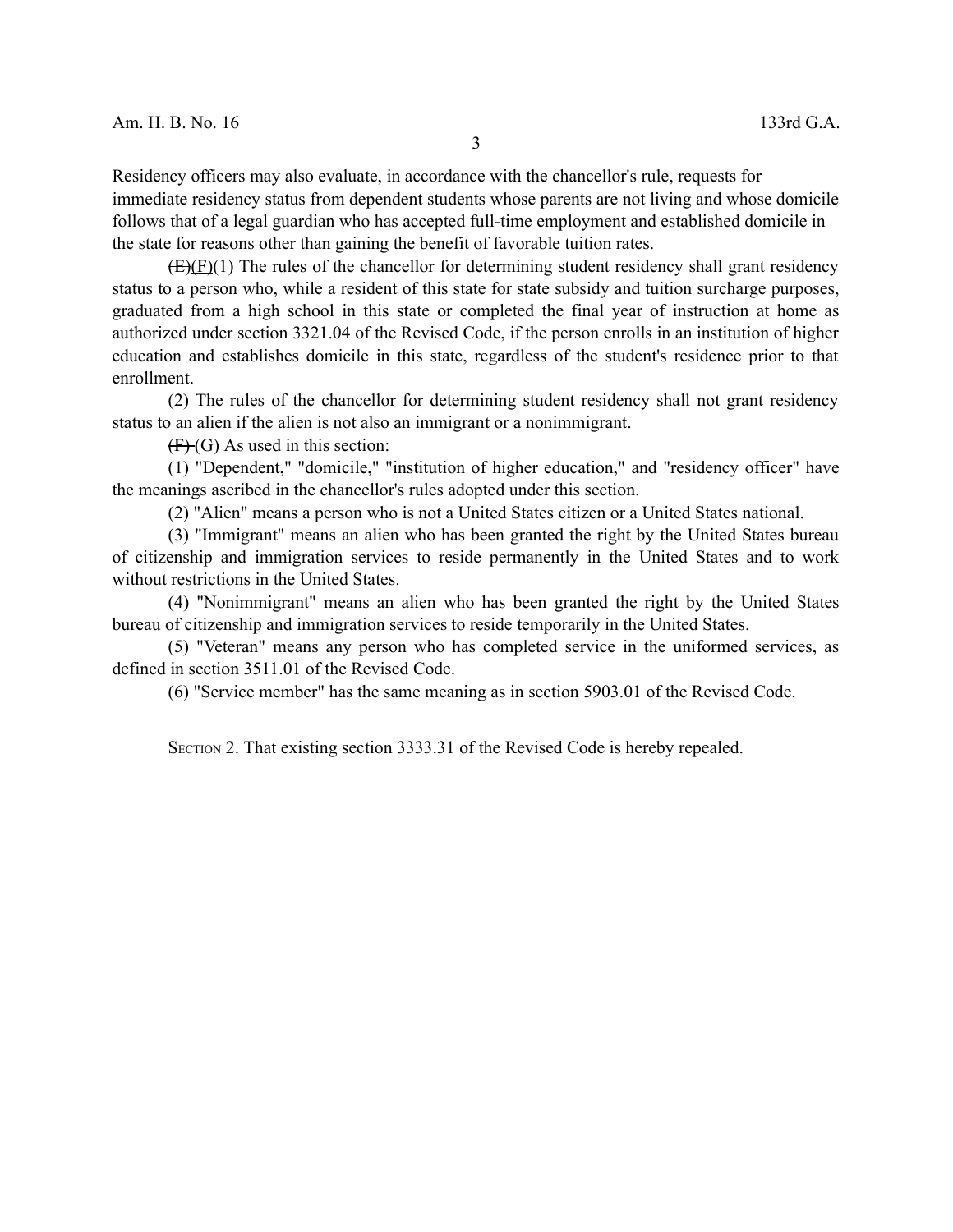Residency officers may also evaluate, in accordance with the chancellor's rule, requests for immediate residency status from dependent students whose parents are not living and whose domicile follows that of a legal guardian who has accepted full-time employment and established domicile in the state for reasons other than gaining the benefit of favorable tuition rates.

~~(E)~~(F)(1) The rules of the chancellor for determining student residency shall grant residency status to a person who, while a resident of this state for state subsidy and tuition surcharge purposes, graduated from a high school in this state or completed the final year of instruction at home as authorized under section 3321.04 of the Revised Code, if the person enrolls in an institution of higher education and establishes domicile in this state, regardless of the student's residence prior to that enrollment.

(2) The rules of the chancellor for determining student residency shall not grant residency status to an alien if the alien is not also an immigrant or a nonimmigrant.

~~(F)~~ (G) As used in this section:

(1) "Dependent," "domicile," "institution of higher education," and "residency officer" have the meanings ascribed in the chancellor's rules adopted under this section.

(2) "Alien" means a person who is not a United States citizen or a United States national.

(3) "Immigrant" means an alien who has been granted the right by the United States bureau of citizenship and immigration services to reside permanently in the United States and to work without restrictions in the United States.

(4) "Nonimmigrant" means an alien who has been granted the right by the United States bureau of citizenship and immigration services to reside temporarily in the United States.

(5) "Veteran" means any person who has completed service in the uniformed services, as defined in section 3511.01 of the Revised Code.

(6) "Service member" has the same meaning as in section 5903.01 of the Revised Code.

SECTION 2. That existing section 3333.31 of the Revised Code is hereby repealed.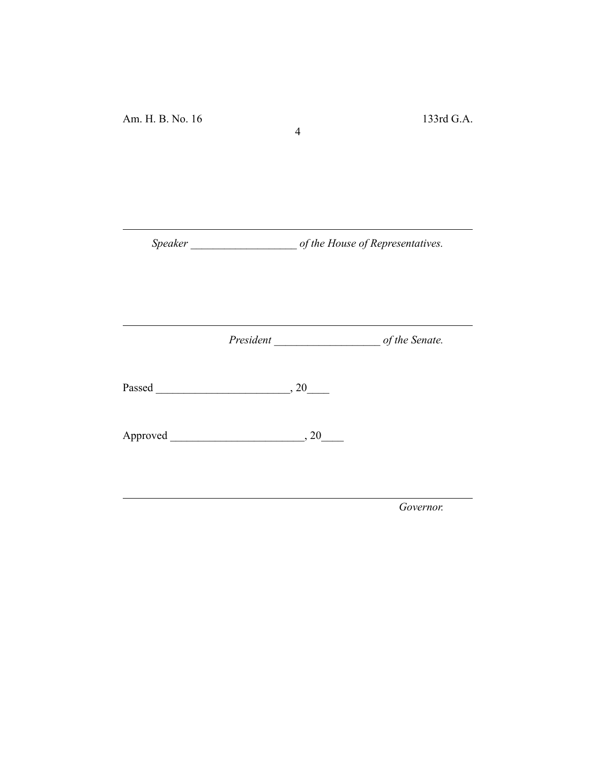---

*Speaker ___________________ of the House of Representatives.*

---

*President ___________________ of the Senate.*

Passed ________________________, 20____

Approved ________________________, 20____

---

*Governor.*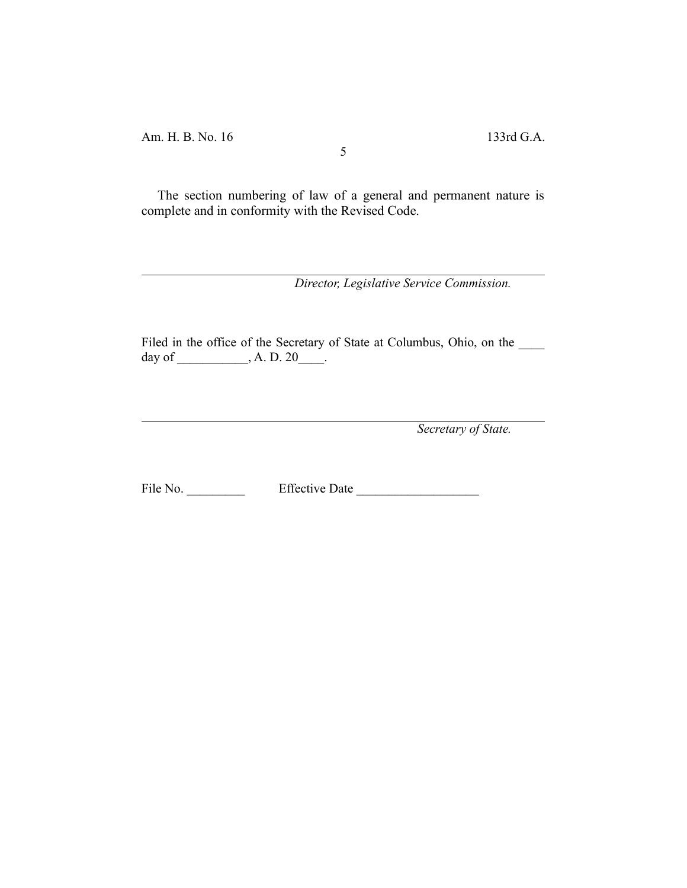The section numbering of law of a general and permanent nature is complete and in conformity with the Revised Code.

\_\_\_\_\_\_\_\_\_\_\_\_\_\_\_\_\_\_\_\_\_\_\_\_\_\_\_\_\_\_\_\_\_\_\_\_\_\_\_\_\_\_\_\_

*Director, Legislative Service Commission.*

Filed in the office of the Secretary of State at Columbus, Ohio, on the ____ day of ___________, A. D. 20____.

\_\_\_\_\_\_\_\_\_\_\_\_\_\_\_\_\_\_\_\_\_\_\_\_\_\_\_\_\_\_\_\_\_\_\_\_\_\_\_\_\_\_\_\_

*Secretary of State.*

File No. _________ Effective Date ___________________